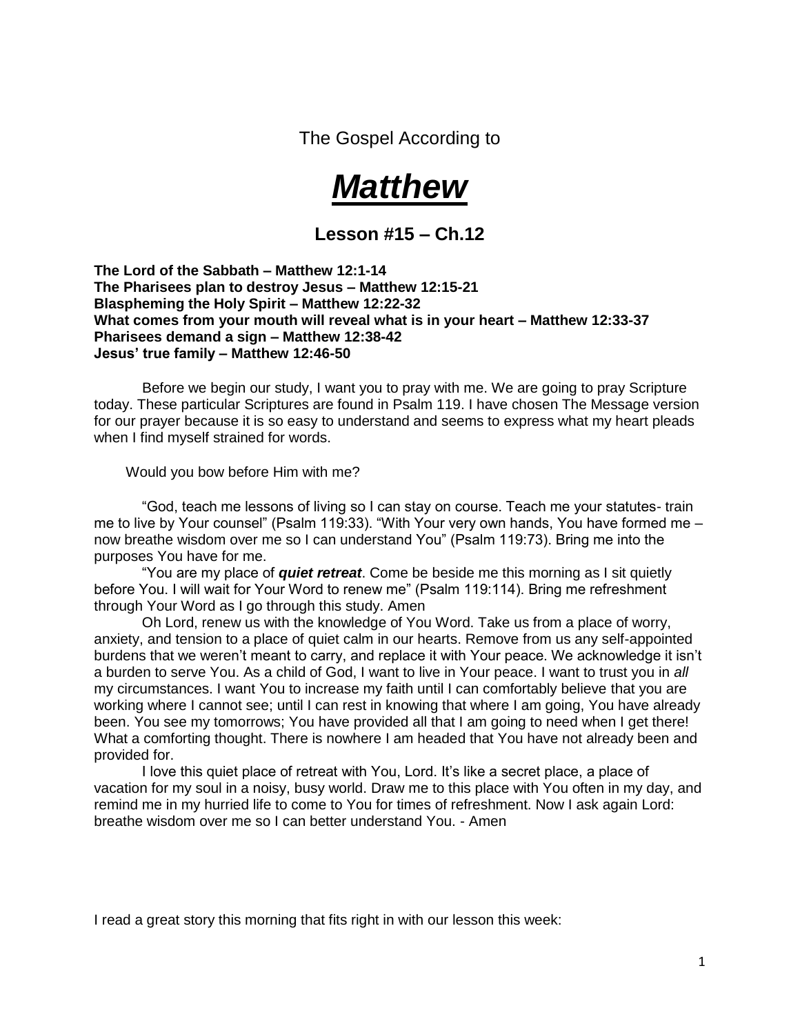The Gospel According to

# ***Matthew***

## Lesson #15 – Ch.12

**The Lord of the Sabbath – Matthew 12:1-14**
**The Pharisees plan to destroy Jesus – Matthew 12:15-21**
**Blaspheming the Holy Spirit – Matthew 12:22-32**
**What comes from your mouth will reveal what is in your heart – Matthew 12:33-37**
**Pharisees demand a sign – Matthew 12:38-42**
**Jesus' true family – Matthew 12:46-50**

Before we begin our study, I want you to pray with me. We are going to pray Scripture today. These particular Scriptures are found in Psalm 119. I have chosen The Message version for our prayer because it is so easy to understand and seems to express what my heart pleads when I find myself strained for words.

Would you bow before Him with me?

"God, teach me lessons of living so I can stay on course. Teach me your statutes- train me to live by Your counsel" (Psalm 119:33). "With Your very own hands, You have formed me – now breathe wisdom over me so I can understand You" (Psalm 119:73). Bring me into the purposes You have for me.

"You are my place of ***quiet retreat***. Come be beside me this morning as I sit quietly before You. I will wait for Your Word to renew me" (Psalm 119:114). Bring me refreshment through Your Word as I go through this study. Amen

Oh Lord, renew us with the knowledge of You Word. Take us from a place of worry, anxiety, and tension to a place of quiet calm in our hearts. Remove from us any self-appointed burdens that we weren't meant to carry, and replace it with Your peace. We acknowledge it isn't a burden to serve You. As a child of God, I want to live in Your peace. I want to trust you in *all* my circumstances. I want You to increase my faith until I can comfortably believe that you are working where I cannot see; until I can rest in knowing that where I am going, You have already been. You see my tomorrows; You have provided all that I am going to need when I get there! What a comforting thought. There is nowhere I am headed that You have not already been and provided for.

I love this quiet place of retreat with You, Lord. It's like a secret place, a place of vacation for my soul in a noisy, busy world. Draw me to this place with You often in my day, and remind me in my hurried life to come to You for times of refreshment. Now I ask again Lord: breathe wisdom over me so I can better understand You. - Amen

I read a great story this morning that fits right in with our lesson this week: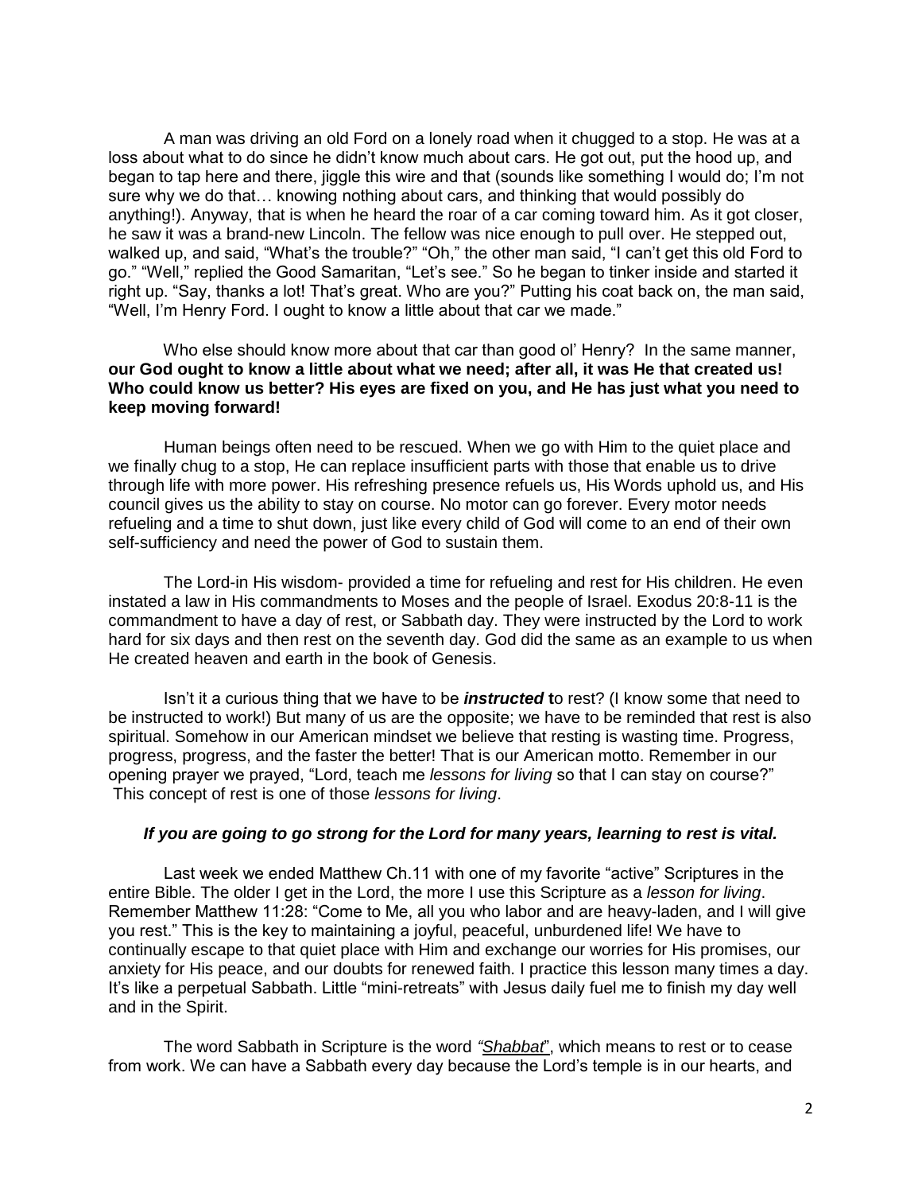A man was driving an old Ford on a lonely road when it chugged to a stop. He was at a loss about what to do since he didn't know much about cars. He got out, put the hood up, and began to tap here and there, jiggle this wire and that (sounds like something I would do; I'm not sure why we do that… knowing nothing about cars, and thinking that would possibly do anything!). Anyway, that is when he heard the roar of a car coming toward him. As it got closer, he saw it was a brand-new Lincoln. The fellow was nice enough to pull over. He stepped out, walked up, and said, "What's the trouble?" "Oh," the other man said, "I can't get this old Ford to go." "Well," replied the Good Samaritan, "Let's see." So he began to tinker inside and started it right up. "Say, thanks a lot! That's great. Who are you?" Putting his coat back on, the man said, "Well, I'm Henry Ford. I ought to know a little about that car we made."

Who else should know more about that car than good ol' Henry? In the same manner, **our God ought to know a little about what we need; after all, it was He that created us! Who could know us better? His eyes are fixed on you, and He has just what you need to keep moving forward!**

Human beings often need to be rescued. When we go with Him to the quiet place and we finally chug to a stop, He can replace insufficient parts with those that enable us to drive through life with more power. His refreshing presence refuels us, His Words uphold us, and His council gives us the ability to stay on course. No motor can go forever. Every motor needs refueling and a time to shut down, just like every child of God will come to an end of their own self-sufficiency and need the power of God to sustain them.

The Lord-in His wisdom- provided a time for refueling and rest for His children. He even instated a law in His commandments to Moses and the people of Israel. Exodus 20:8-11 is the commandment to have a day of rest, or Sabbath day. They were instructed by the Lord to work hard for six days and then rest on the seventh day. God did the same as an example to us when He created heaven and earth in the book of Genesis.

Isn't it a curious thing that we have to be ***instructed*** **t**o rest? (I know some that need to be instructed to work!) But many of us are the opposite; we have to be reminded that rest is also spiritual. Somehow in our American mindset we believe that resting is wasting time. Progress, progress, progress, and the faster the better! That is our American motto. Remember in our opening prayer we prayed, "Lord, teach me *lessons for living* so that I can stay on course?" This concept of rest is one of those *lessons for living*.

***If you are going to go strong for the Lord for many years, learning to rest is vital.***

Last week we ended Matthew Ch.11 with one of my favorite "active" Scriptures in the entire Bible. The older I get in the Lord, the more I use this Scripture as a *lesson for living*. Remember Matthew 11:28: "Come to Me, all you who labor and are heavy-laden, and I will give you rest." This is the key to maintaining a joyful, peaceful, unburdened life! We have to continually escape to that quiet place with Him and exchange our worries for His promises, our anxiety for His peace, and our doubts for renewed faith. I practice this lesson many times a day. It's like a perpetual Sabbath. Little "mini-retreats" with Jesus daily fuel me to finish my day well and in the Spirit.

The word Sabbath in Scripture is the word *"Shabbat"*, which means to rest or to cease from work. We can have a Sabbath every day because the Lord's temple is in our hearts, and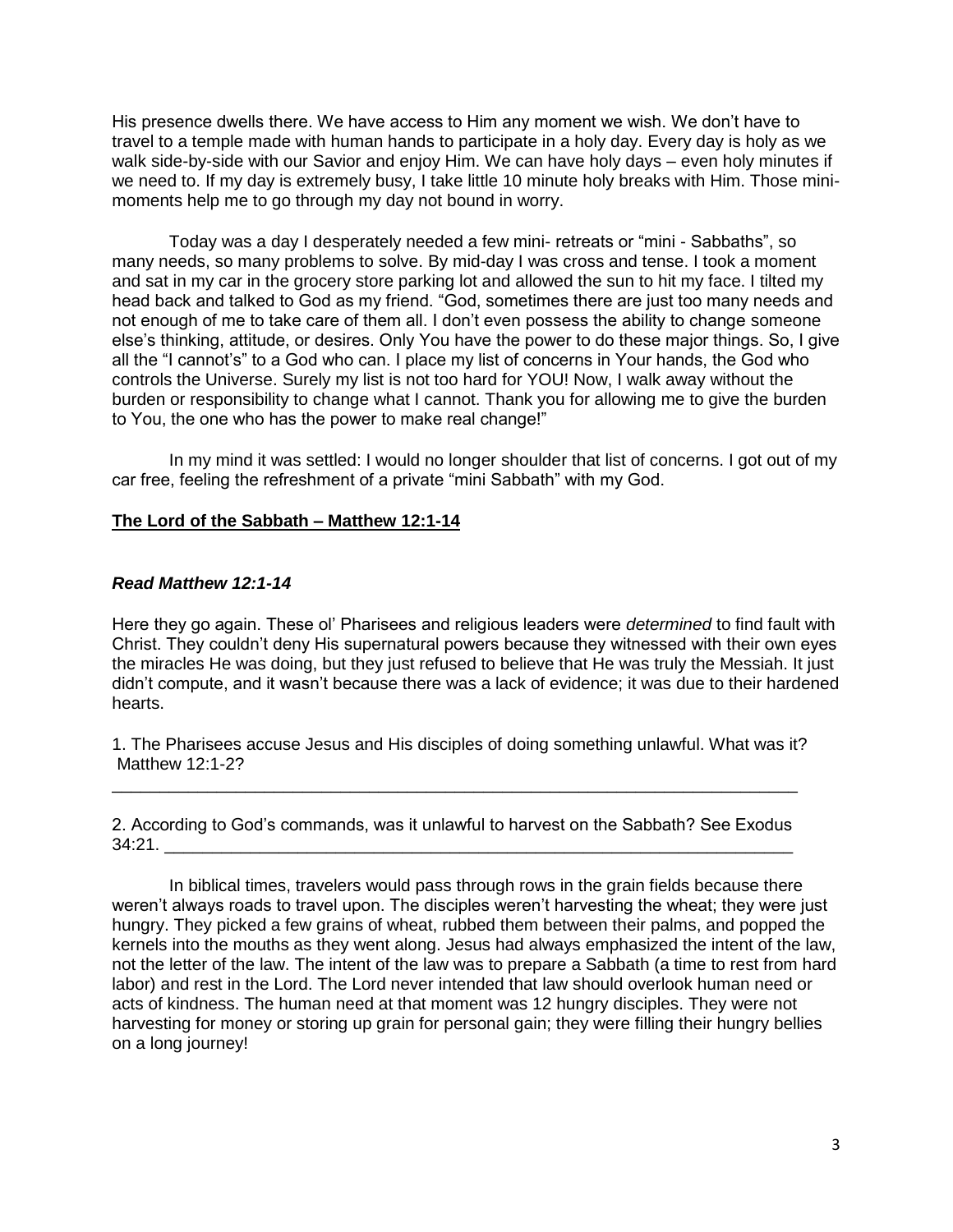His presence dwells there. We have access to Him any moment we wish. We don't have to travel to a temple made with human hands to participate in a holy day. Every day is holy as we walk side-by-side with our Savior and enjoy Him. We can have holy days – even holy minutes if we need to. If my day is extremely busy, I take little 10 minute holy breaks with Him. Those mini-moments help me to go through my day not bound in worry.

Today was a day I desperately needed a few mini- retreats or "mini - Sabbaths", so many needs, so many problems to solve. By mid-day I was cross and tense. I took a moment and sat in my car in the grocery store parking lot and allowed the sun to hit my face. I tilted my head back and talked to God as my friend. "God, sometimes there are just too many needs and not enough of me to take care of them all. I don't even possess the ability to change someone else's thinking, attitude, or desires. Only You have the power to do these major things. So, I give all the "I cannot's" to a God who can. I place my list of concerns in Your hands, the God who controls the Universe. Surely my list is not too hard for YOU! Now, I walk away without the burden or responsibility to change what I cannot. Thank you for allowing me to give the burden to You, the one who has the power to make real change!"

In my mind it was settled: I would no longer shoulder that list of concerns. I got out of my car free, feeling the refreshment of a private "mini Sabbath" with my God.

## **The Lord of the Sabbath – Matthew 12:1-14**

***Read Matthew 12:1-14***

Here they go again. These ol' Pharisees and religious leaders were *determined* to find fault with Christ. They couldn't deny His supernatural powers because they witnessed with their own eyes the miracles He was doing, but they just refused to believe that He was truly the Messiah. It just didn't compute, and it wasn't because there was a lack of evidence; it was due to their hardened hearts.

1. The Pharisees accuse Jesus and His disciples of doing something unlawful. What was it? Matthew 12:1-2?

___________________________________________________________________________

2. According to God's commands, was it unlawful to harvest on the Sabbath? See Exodus 34:21. ____________________________________________________________________

In biblical times, travelers would pass through rows in the grain fields because there weren't always roads to travel upon. The disciples weren't harvesting the wheat; they were just hungry. They picked a few grains of wheat, rubbed them between their palms, and popped the kernels into the mouths as they went along. Jesus had always emphasized the intent of the law, not the letter of the law. The intent of the law was to prepare a Sabbath (a time to rest from hard labor) and rest in the Lord. The Lord never intended that law should overlook human need or acts of kindness. The human need at that moment was 12 hungry disciples. They were not harvesting for money or storing up grain for personal gain; they were filling their hungry bellies on a long journey!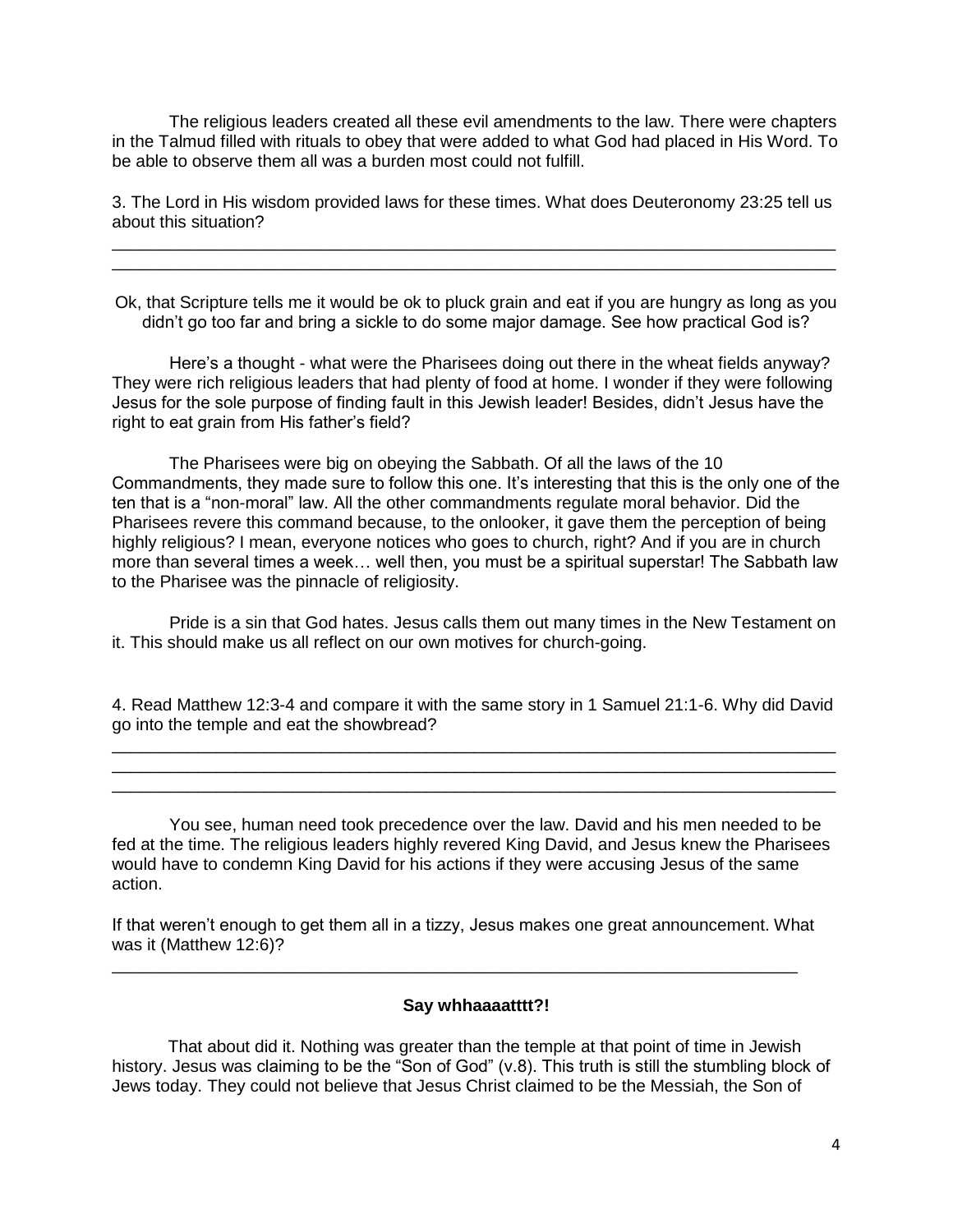The religious leaders created all these evil amendments to the law. There were chapters in the Talmud filled with rituals to obey that were added to what God had placed in His Word. To be able to observe them all was a burden most could not fulfill.

3. The Lord in His wisdom provided laws for these times. What does Deuteronomy 23:25 tell us about this situation?

______________________________________________________________________________
______________________________________________________________________________

Ok, that Scripture tells me it would be ok to pluck grain and eat if you are hungry as long as you didn't go too far and bring a sickle to do some major damage. See how practical God is?

Here's a thought - what were the Pharisees doing out there in the wheat fields anyway? They were rich religious leaders that had plenty of food at home. I wonder if they were following Jesus for the sole purpose of finding fault in this Jewish leader! Besides, didn't Jesus have the right to eat grain from His father's field?

The Pharisees were big on obeying the Sabbath. Of all the laws of the 10 Commandments, they made sure to follow this one. It's interesting that this is the only one of the ten that is a "non-moral" law. All the other commandments regulate moral behavior. Did the Pharisees revere this command because, to the onlooker, it gave them the perception of being highly religious? I mean, everyone notices who goes to church, right? And if you are in church more than several times a week… well then, you must be a spiritual superstar! The Sabbath law to the Pharisee was the pinnacle of religiosity.

Pride is a sin that God hates. Jesus calls them out many times in the New Testament on it. This should make us all reflect on our own motives for church-going.

4. Read Matthew 12:3-4 and compare it with the same story in 1 Samuel 21:1-6. Why did David go into the temple and eat the showbread?

______________________________________________________________________________
______________________________________________________________________________
______________________________________________________________________________

You see, human need took precedence over the law. David and his men needed to be fed at the time. The religious leaders highly revered King David, and Jesus knew the Pharisees would have to condemn King David for his actions if they were accusing Jesus of the same action.

If that weren't enough to get them all in a tizzy, Jesus makes one great announcement. What was it (Matthew 12:6)?

______________________________________________________________________________

**Say whhaaaatttt?!**

That about did it. Nothing was greater than the temple at that point of time in Jewish history. Jesus was claiming to be the "Son of God" (v.8). This truth is still the stumbling block of Jews today. They could not believe that Jesus Christ claimed to be the Messiah, the Son of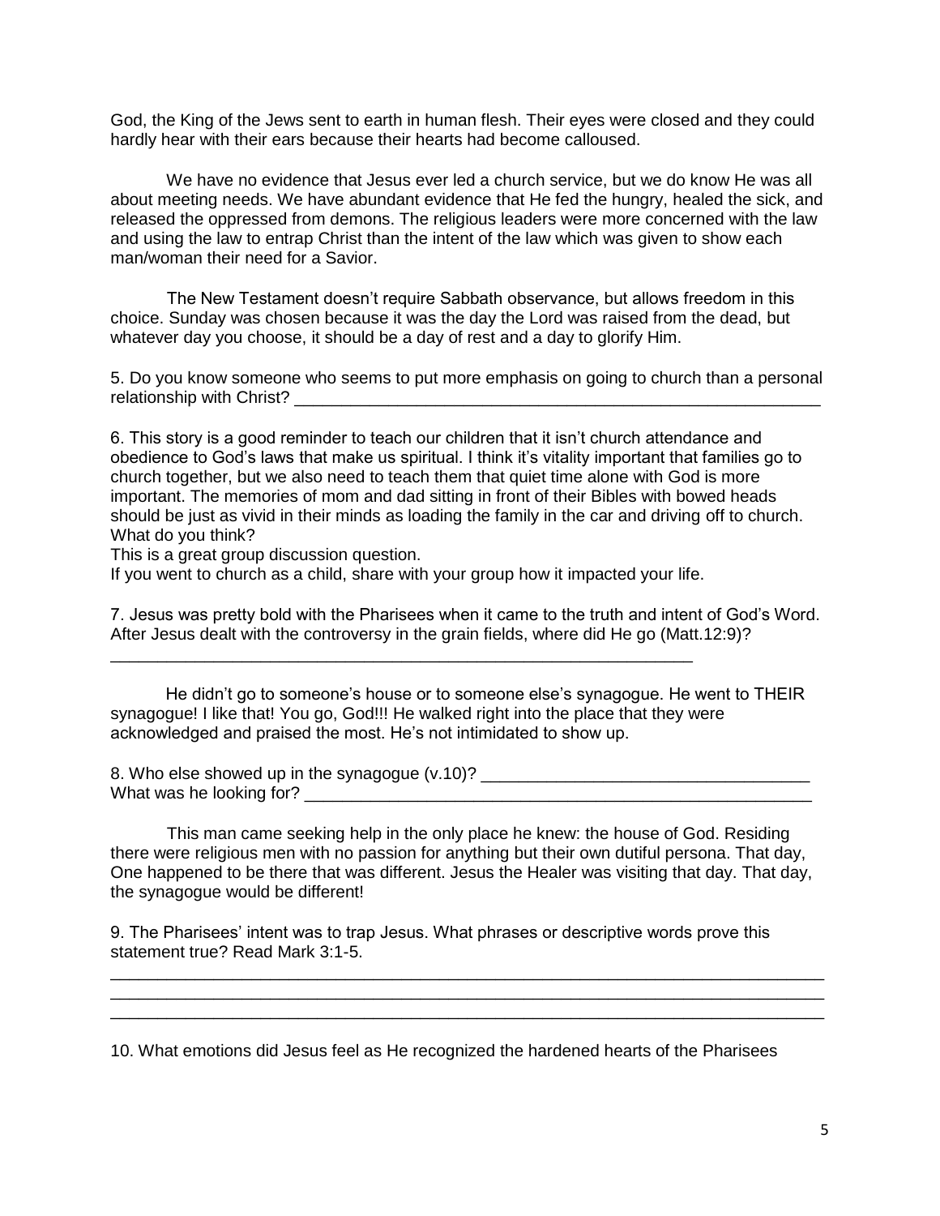God, the King of the Jews sent to earth in human flesh. Their eyes were closed and they could hardly hear with their ears because their hearts had become calloused.

We have no evidence that Jesus ever led a church service, but we do know He was all about meeting needs. We have abundant evidence that He fed the hungry, healed the sick, and released the oppressed from demons. The religious leaders were more concerned with the law and using the law to entrap Christ than the intent of the law which was given to show each man/woman their need for a Savior.

The New Testament doesn't require Sabbath observance, but allows freedom in this choice. Sunday was chosen because it was the day the Lord was raised from the dead, but whatever day you choose, it should be a day of rest and a day to glorify Him.

5. Do you know someone who seems to put more emphasis on going to church than a personal relationship with Christ? ___________________________________________________________

6. This story is a good reminder to teach our children that it isn't church attendance and obedience to God's laws that make us spiritual. I think it's vitality important that families go to church together, but we also need to teach them that quiet time alone with God is more important. The memories of mom and dad sitting in front of their Bibles with bowed heads should be just as vivid in their minds as loading the family in the car and driving off to church. What do you think?
This is a great group discussion question.
If you went to church as a child, share with your group how it impacted your life.

7. Jesus was pretty bold with the Pharisees when it came to the truth and intent of God's Word. After Jesus dealt with the controversy in the grain fields, where did He go (Matt.12:9)?
_______________________________________________________________

He didn't go to someone's house or to someone else's synagogue. He went to THEIR synagogue! I like that! You go, God!!! He walked right into the place that they were acknowledged and praised the most. He's not intimidated to show up.

8. Who else showed up in the synagogue (v.10)? ___________________________________
What was he looking for? _________________________________________________________

This man came seeking help in the only place he knew: the house of God. Residing there were religious men with no passion for anything but their own dutiful persona. That day, One happened to be there that was different. Jesus the Healer was visiting that day. That day, the synagogue would be different!

9. The Pharisees' intent was to trap Jesus. What phrases or descriptive words prove this statement true? Read Mark 3:1-5.
_____________________________________________________________________________
_____________________________________________________________________________
_____________________________________________________________________________

10. What emotions did Jesus feel as He recognized the hardened hearts of the Pharisees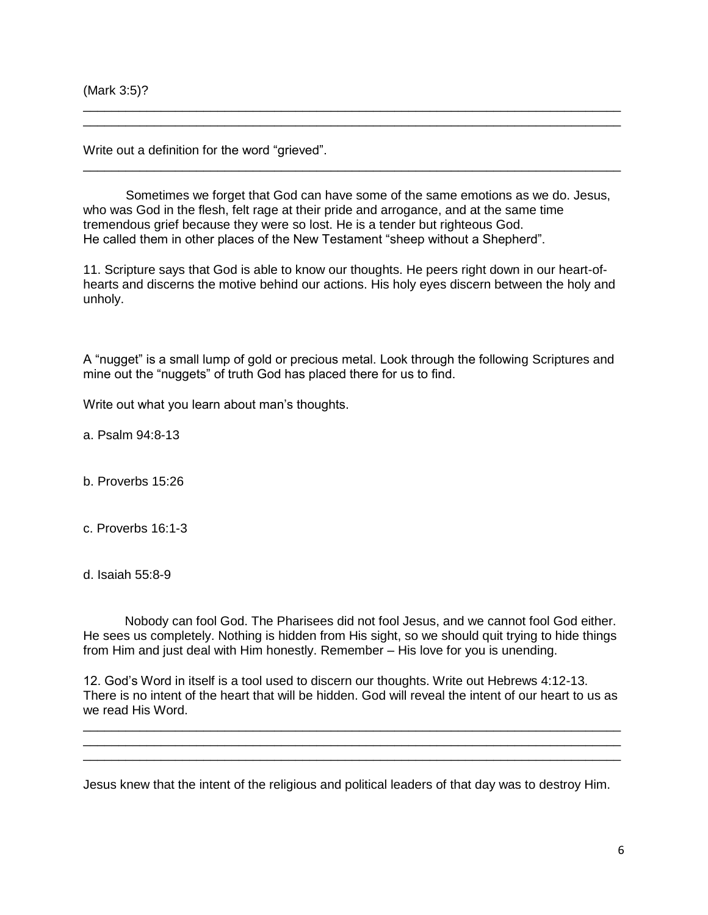(Mark 3:5)?

\_\_\_\_\_\_\_\_\_\_\_\_\_\_\_\_\_\_\_\_\_\_\_\_\_\_\_\_\_\_\_\_\_\_\_\_\_\_\_\_\_\_\_\_\_\_\_\_\_\_\_\_\_\_\_\_\_\_\_\_\_\_\_\_\_\_\_\_\_\_\_\_\_\_

\_\_\_\_\_\_\_\_\_\_\_\_\_\_\_\_\_\_\_\_\_\_\_\_\_\_\_\_\_\_\_\_\_\_\_\_\_\_\_\_\_\_\_\_\_\_\_\_\_\_\_\_\_\_\_\_\_\_\_\_\_\_\_\_\_\_\_\_\_\_\_\_\_\_

Write out a definition for the word "grieved".

\_\_\_\_\_\_\_\_\_\_\_\_\_\_\_\_\_\_\_\_\_\_\_\_\_\_\_\_\_\_\_\_\_\_\_\_\_\_\_\_\_\_\_\_\_\_\_\_\_\_\_\_\_\_\_\_\_\_\_\_\_\_\_\_\_\_\_\_\_\_\_\_\_\_

Sometimes we forget that God can have some of the same emotions as we do. Jesus, who was God in the flesh, felt rage at their pride and arrogance, and at the same time tremendous grief because they were so lost. He is a tender but righteous God. He called them in other places of the New Testament "sheep without a Shepherd".

11. Scripture says that God is able to know our thoughts. He peers right down in our heart-of-hearts and discerns the motive behind our actions. His holy eyes discern between the holy and unholy.

A "nugget" is a small lump of gold or precious metal. Look through the following Scriptures and mine out the "nuggets" of truth God has placed there for us to find.

Write out what you learn about man's thoughts.

a. Psalm 94:8-13

b. Proverbs 15:26

c. Proverbs 16:1-3

d. Isaiah 55:8-9

Nobody can fool God. The Pharisees did not fool Jesus, and we cannot fool God either. He sees us completely. Nothing is hidden from His sight, so we should quit trying to hide things from Him and just deal with Him honestly. Remember – His love for you is unending.

12. God's Word in itself is a tool used to discern our thoughts. Write out Hebrews 4:12-13. There is no intent of the heart that will be hidden. God will reveal the intent of our heart to us as we read His Word.

\_\_\_\_\_\_\_\_\_\_\_\_\_\_\_\_\_\_\_\_\_\_\_\_\_\_\_\_\_\_\_\_\_\_\_\_\_\_\_\_\_\_\_\_\_\_\_\_\_\_\_\_\_\_\_\_\_\_\_\_\_\_\_\_\_\_\_\_\_\_\_\_\_\_

\_\_\_\_\_\_\_\_\_\_\_\_\_\_\_\_\_\_\_\_\_\_\_\_\_\_\_\_\_\_\_\_\_\_\_\_\_\_\_\_\_\_\_\_\_\_\_\_\_\_\_\_\_\_\_\_\_\_\_\_\_\_\_\_\_\_\_\_\_\_\_\_\_\_

\_\_\_\_\_\_\_\_\_\_\_\_\_\_\_\_\_\_\_\_\_\_\_\_\_\_\_\_\_\_\_\_\_\_\_\_\_\_\_\_\_\_\_\_\_\_\_\_\_\_\_\_\_\_\_\_\_\_\_\_\_\_\_\_\_\_\_\_\_\_\_\_\_\_

Jesus knew that the intent of the religious and political leaders of that day was to destroy Him.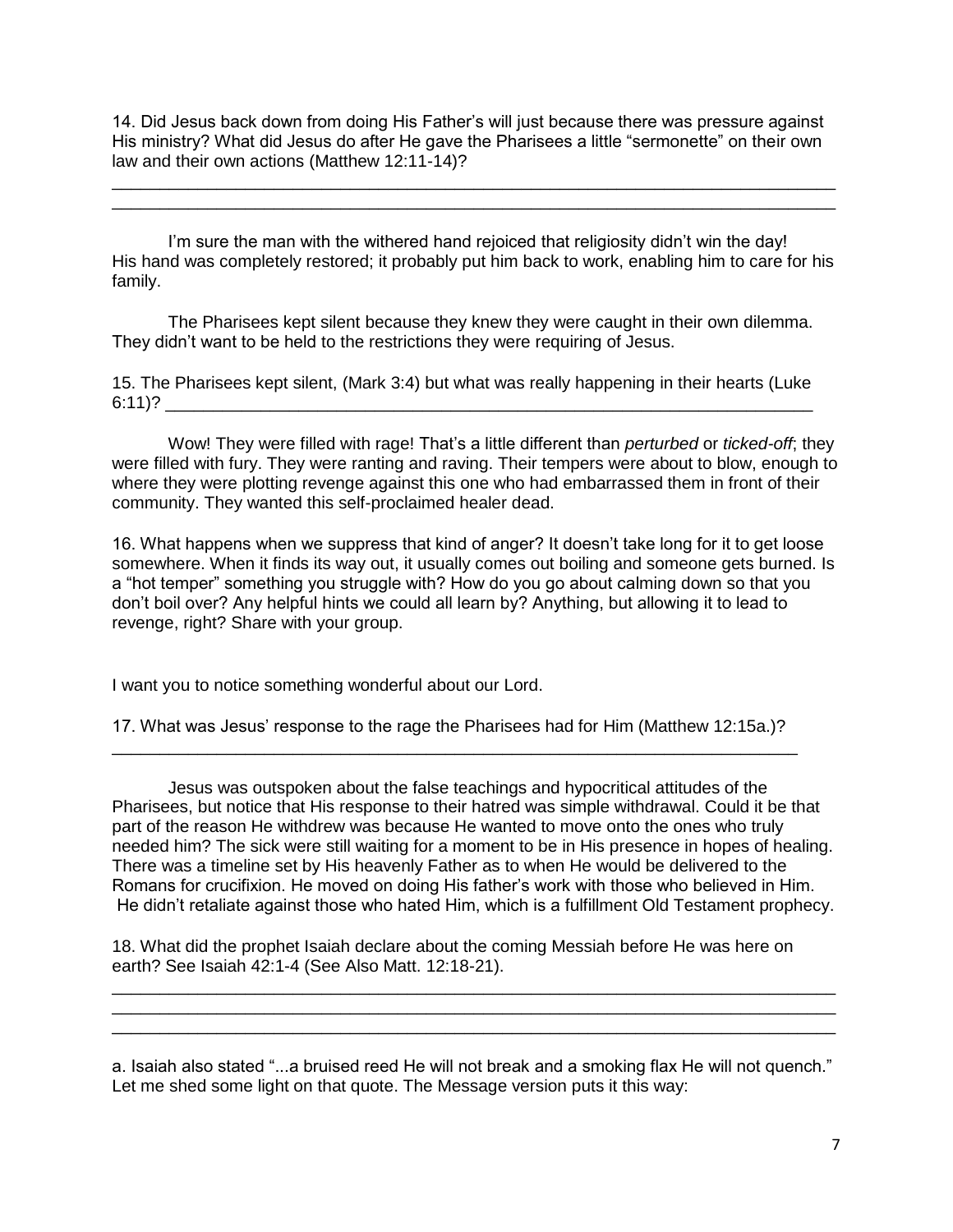14. Did Jesus back down from doing His Father's will just because there was pressure against His ministry? What did Jesus do after He gave the Pharisees a little "sermonette" on their own law and their own actions (Matthew 12:11-14)?

\_\_\_\_\_\_\_\_\_\_\_\_\_\_\_\_\_\_\_\_\_\_\_\_\_\_\_\_\_\_\_\_\_\_\_\_\_\_\_\_\_\_\_\_\_\_\_\_\_\_\_\_\_\_\_\_\_\_\_\_\_\_\_\_\_\_\_\_\_\_\_\_\_\_\_\_
\_\_\_\_\_\_\_\_\_\_\_\_\_\_\_\_\_\_\_\_\_\_\_\_\_\_\_\_\_\_\_\_\_\_\_\_\_\_\_\_\_\_\_\_\_\_\_\_\_\_\_\_\_\_\_\_\_\_\_\_\_\_\_\_\_\_\_\_\_\_\_\_\_\_\_\_

I'm sure the man with the withered hand rejoiced that religiosity didn't win the day! His hand was completely restored; it probably put him back to work, enabling him to care for his family.

The Pharisees kept silent because they knew they were caught in their own dilemma. They didn't want to be held to the restrictions they were requiring of Jesus.

15. The Pharisees kept silent, (Mark 3:4) but what was really happening in their hearts (Luke 6:11)? \_\_\_\_\_\_\_\_\_\_\_\_\_\_\_\_\_\_\_\_\_\_\_\_\_\_\_\_\_\_\_\_\_\_\_\_\_\_\_\_\_\_\_\_\_\_\_\_\_\_\_\_\_\_\_\_\_\_\_\_\_\_\_\_\_\_\_

Wow! They were filled with rage! That's a little different than *perturbed* or *ticked-off*; they were filled with fury. They were ranting and raving. Their tempers were about to blow, enough to where they were plotting revenge against this one who had embarrassed them in front of their community. They wanted this self-proclaimed healer dead.

16. What happens when we suppress that kind of anger? It doesn't take long for it to get loose somewhere. When it finds its way out, it usually comes out boiling and someone gets burned. Is a "hot temper" something you struggle with? How do you go about calming down so that you don't boil over? Any helpful hints we could all learn by? Anything, but allowing it to lead to revenge, right? Share with your group.

I want you to notice something wonderful about our Lord.

17. What was Jesus' response to the rage the Pharisees had for Him (Matthew 12:15a.)?

\_\_\_\_\_\_\_\_\_\_\_\_\_\_\_\_\_\_\_\_\_\_\_\_\_\_\_\_\_\_\_\_\_\_\_\_\_\_\_\_\_\_\_\_\_\_\_\_\_\_\_\_\_\_\_\_\_\_\_\_\_\_\_\_\_\_\_\_\_\_\_\_\_

Jesus was outspoken about the false teachings and hypocritical attitudes of the Pharisees, but notice that His response to their hatred was simple withdrawal. Could it be that part of the reason He withdrew was because He wanted to move onto the ones who truly needed him? The sick were still waiting for a moment to be in His presence in hopes of healing. There was a timeline set by His heavenly Father as to when He would be delivered to the Romans for crucifixion. He moved on doing His father's work with those who believed in Him. He didn't retaliate against those who hated Him, which is a fulfillment Old Testament prophecy.

18. What did the prophet Isaiah declare about the coming Messiah before He was here on earth? See Isaiah 42:1-4 (See Also Matt. 12:18-21).

\_\_\_\_\_\_\_\_\_\_\_\_\_\_\_\_\_\_\_\_\_\_\_\_\_\_\_\_\_\_\_\_\_\_\_\_\_\_\_\_\_\_\_\_\_\_\_\_\_\_\_\_\_\_\_\_\_\_\_\_\_\_\_\_\_\_\_\_\_\_\_\_\_\_\_\_
\_\_\_\_\_\_\_\_\_\_\_\_\_\_\_\_\_\_\_\_\_\_\_\_\_\_\_\_\_\_\_\_\_\_\_\_\_\_\_\_\_\_\_\_\_\_\_\_\_\_\_\_\_\_\_\_\_\_\_\_\_\_\_\_\_\_\_\_\_\_\_\_\_\_\_\_
\_\_\_\_\_\_\_\_\_\_\_\_\_\_\_\_\_\_\_\_\_\_\_\_\_\_\_\_\_\_\_\_\_\_\_\_\_\_\_\_\_\_\_\_\_\_\_\_\_\_\_\_\_\_\_\_\_\_\_\_\_\_\_\_\_\_\_\_\_\_\_\_\_\_\_\_

a. Isaiah also stated "...a bruised reed He will not break and a smoking flax He will not quench." Let me shed some light on that quote. The Message version puts it this way: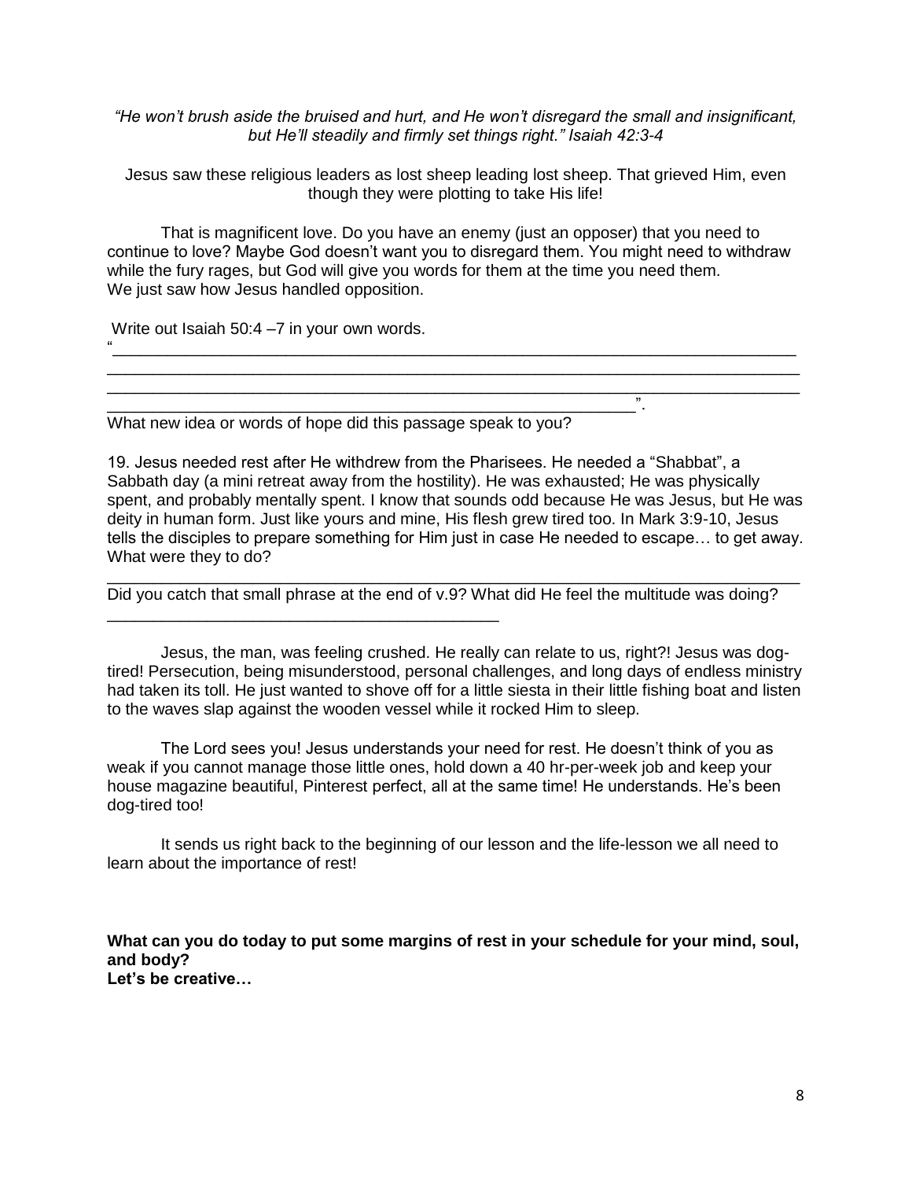*"He won't brush aside the bruised and hurt, and He won't disregard the small and insignificant, but He'll steadily and firmly set things right." Isaiah 42:3-4*

Jesus saw these religious leaders as lost sheep leading lost sheep. That grieved Him, even though they were plotting to take His life!

That is magnificent love. Do you have an enemy (just an opposer) that you need to continue to love? Maybe God doesn't want you to disregard them. You might need to withdraw while the fury rages, but God will give you words for them at the time you need them. We just saw how Jesus handled opposition.

Write out Isaiah 50:4 –7 in your own words.

"\_\_\_\_\_\_\_\_\_\_\_\_\_\_\_\_\_\_\_\_\_\_\_\_\_\_\_\_\_\_\_\_\_\_\_\_\_\_\_\_\_\_\_\_\_\_\_\_\_\_\_\_\_\_\_\_\_\_\_\_\_\_\_\_\_\_\_\_\_\_\_\_\_\_\_\_
\_\_\_\_\_\_\_\_\_\_\_\_\_\_\_\_\_\_\_\_\_\_\_\_\_\_\_\_\_\_\_\_\_\_\_\_\_\_\_\_\_\_\_\_\_\_\_\_\_\_\_\_\_\_\_\_\_\_\_\_\_\_\_\_\_\_\_\_\_\_\_\_\_\_\_\_
\_\_\_\_\_\_\_\_\_\_\_\_\_\_\_\_\_\_\_\_\_\_\_\_\_\_\_\_\_\_\_\_\_\_\_\_\_\_\_\_\_\_\_\_\_\_\_\_\_\_\_\_\_\_\_\_\_\_\_\_\_\_\_\_\_\_\_\_\_\_\_\_\_\_\_\_
\_\_\_\_\_\_\_\_\_\_\_\_\_\_\_\_\_\_\_\_\_\_\_\_\_\_\_\_\_\_\_\_\_\_\_\_\_\_\_\_\_\_\_\_\_\_\_\_\_\_\_\_\_\_\_\_\_\_\_\_\_\_".

What new idea or words of hope did this passage speak to you?

19. Jesus needed rest after He withdrew from the Pharisees. He needed a "Shabbat", a Sabbath day (a mini retreat away from the hostility). He was exhausted; He was physically spent, and probably mentally spent. I know that sounds odd because He was Jesus, but He was deity in human form. Just like yours and mine, His flesh grew tired too. In Mark 3:9-10, Jesus tells the disciples to prepare something for Him just in case He needed to escape… to get away. What were they to do?

\_\_\_\_\_\_\_\_\_\_\_\_\_\_\_\_\_\_\_\_\_\_\_\_\_\_\_\_\_\_\_\_\_\_\_\_\_\_\_\_\_\_\_\_\_\_\_\_\_\_\_\_\_\_\_\_\_\_\_\_\_\_\_\_\_\_\_\_\_\_\_\_\_\_\_\_

Did you catch that small phrase at the end of v.9? What did He feel the multitude was doing?

\_\_\_\_\_\_\_\_\_\_\_\_\_\_\_\_\_\_\_\_\_\_\_\_\_\_\_\_\_\_\_\_\_\_\_\_\_\_\_\_\_\_\_\_

Jesus, the man, was feeling crushed. He really can relate to us, right?! Jesus was dog-tired! Persecution, being misunderstood, personal challenges, and long days of endless ministry had taken its toll. He just wanted to shove off for a little siesta in their little fishing boat and listen to the waves slap against the wooden vessel while it rocked Him to sleep.

The Lord sees you! Jesus understands your need for rest. He doesn't think of you as weak if you cannot manage those little ones, hold down a 40 hr-per-week job and keep your house magazine beautiful, Pinterest perfect, all at the same time! He understands. He's been dog-tired too!

It sends us right back to the beginning of our lesson and the life-lesson we all need to learn about the importance of rest!

**What can you do today to put some margins of rest in your schedule for your mind, soul, and body?**
**Let's be creative…**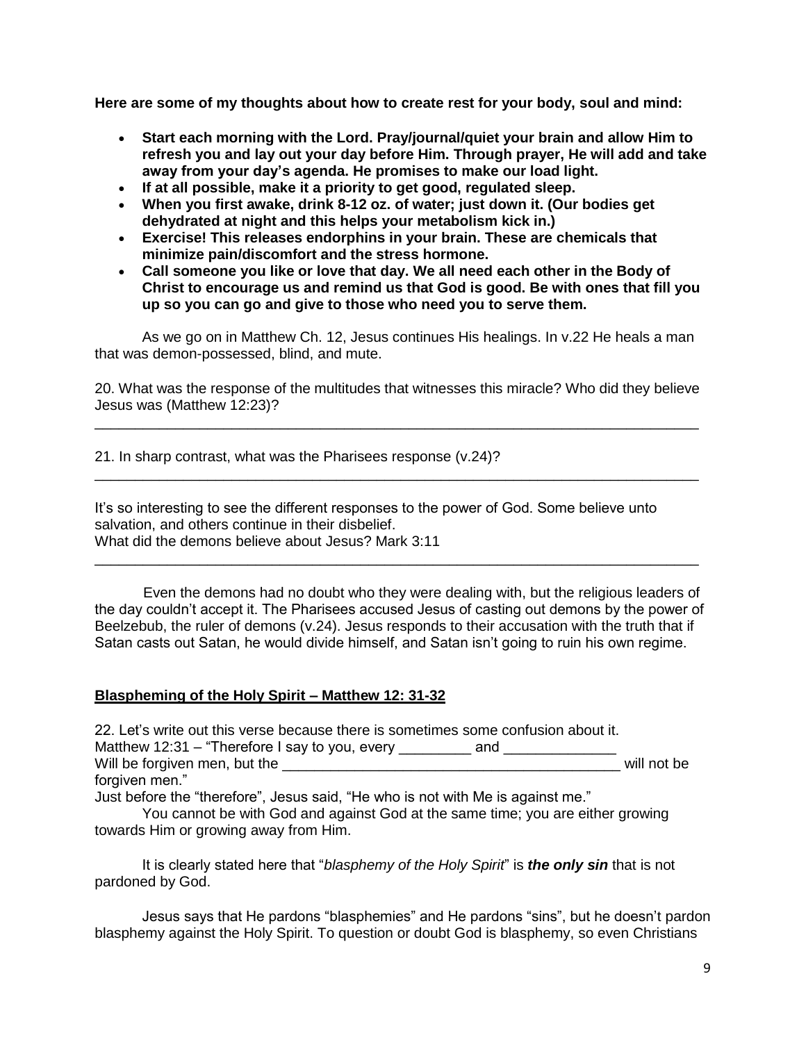**Here are some of my thoughts about how to create rest for your body, soul and mind:**

- **Start each morning with the Lord. Pray/journal/quiet your brain and allow Him to refresh you and lay out your day before Him. Through prayer, He will add and take away from your day's agenda. He promises to make our load light.**
- **If at all possible, make it a priority to get good, regulated sleep.**
- **When you first awake, drink 8-12 oz. of water; just down it. (Our bodies get dehydrated at night and this helps your metabolism kick in.)**
- **Exercise! This releases endorphins in your brain. These are chemicals that minimize pain/discomfort and the stress hormone.**
- **Call someone you like or love that day. We all need each other in the Body of Christ to encourage us and remind us that God is good. Be with ones that fill you up so you can go and give to those who need you to serve them.**

As we go on in Matthew Ch. 12, Jesus continues His healings. In v.22 He heals a man that was demon-possessed, blind, and mute.

20. What was the response of the multitudes that witnesses this miracle? Who did they believe Jesus was (Matthew 12:23)?

______________________________________________________________________________

21. In sharp contrast, what was the Pharisees response (v.24)?

______________________________________________________________________________

It's so interesting to see the different responses to the power of God. Some believe unto salvation, and others continue in their disbelief.
What did the demons believe about Jesus? Mark 3:11

______________________________________________________________________________

Even the demons had no doubt who they were dealing with, but the religious leaders of the day couldn't accept it. The Pharisees accused Jesus of casting out demons by the power of Beelzebub, the ruler of demons (v.24). Jesus responds to their accusation with the truth that if Satan casts out Satan, he would divide himself, and Satan isn't going to ruin his own regime.

## **Blaspheming of the Holy Spirit – Matthew 12: 31-32**

22. Let's write out this verse because there is sometimes some confusion about it.
Matthew 12:31 – "Therefore I say to you, every _________ and ______________ Will be forgiven men, but the ____________________________________________ will not be forgiven men."
Just before the "therefore", Jesus said, "He who is not with Me is against me."

You cannot be with God and against God at the same time; you are either growing towards Him or growing away from Him.

It is clearly stated here that "*blasphemy of the Holy Spirit*" is ***the only sin*** that is not pardoned by God.

Jesus says that He pardons "blasphemies" and He pardons "sins", but he doesn't pardon blasphemy against the Holy Spirit. To question or doubt God is blasphemy, so even Christians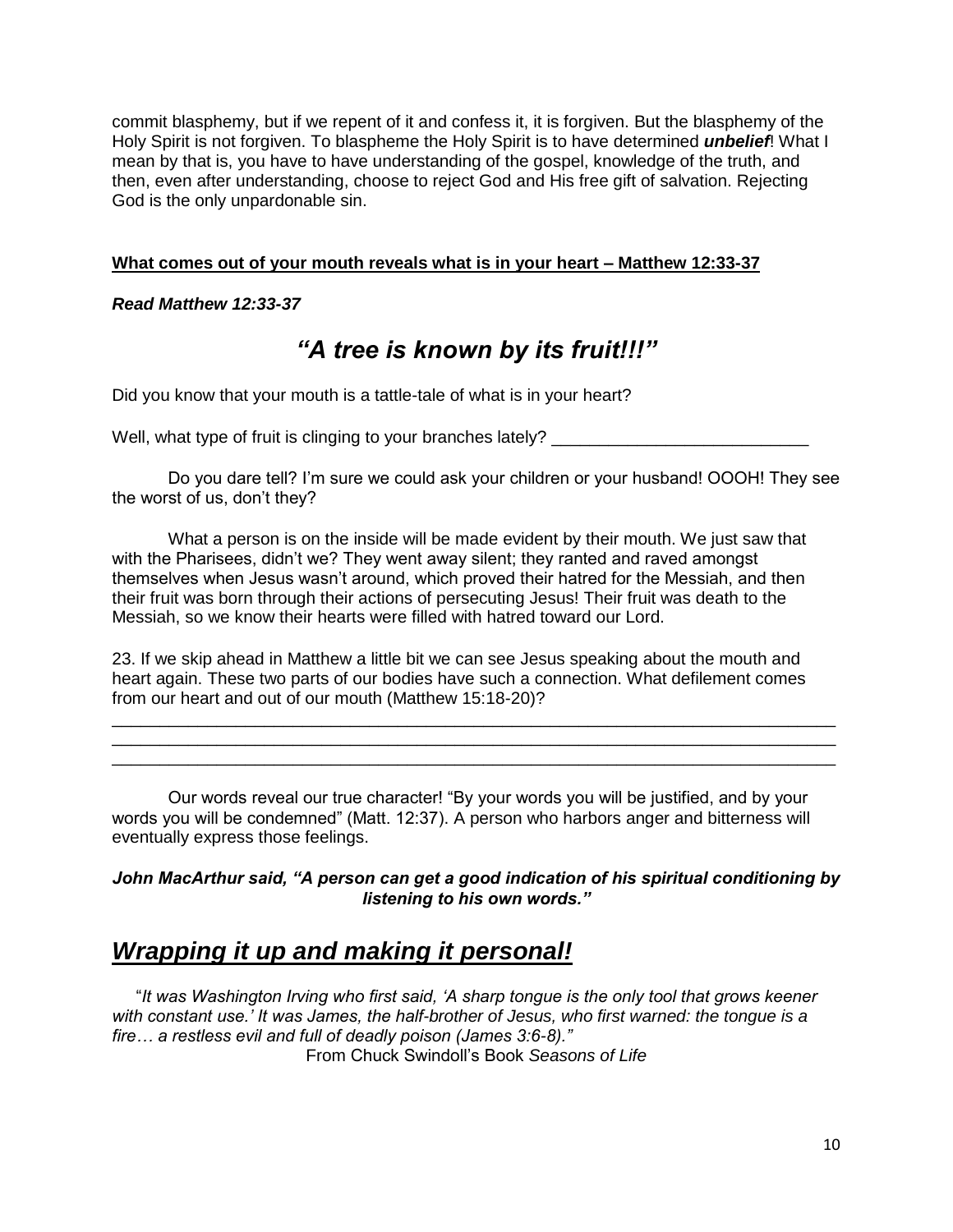commit blasphemy, but if we repent of it and confess it, it is forgiven. But the blasphemy of the Holy Spirit is not forgiven. To blaspheme the Holy Spirit is to have determined ***unbelief***! What I mean by that is, you have to have understanding of the gospel, knowledge of the truth, and then, even after understanding, choose to reject God and His free gift of salvation. Rejecting God is the only unpardonable sin.

<u>**What comes out of your mouth reveals what is in your heart – Matthew 12:33-37**</u>

***Read Matthew 12:33-37***

## *"A tree is known by its fruit!!!"*

Did you know that your mouth is a tattle-tale of what is in your heart?

Well, what type of fruit is clinging to your branches lately? ___________________________

Do you dare tell? I'm sure we could ask your children or your husband! OOOH! They see the worst of us, don't they?

What a person is on the inside will be made evident by their mouth. We just saw that with the Pharisees, didn't we? They went away silent; they ranted and raved amongst themselves when Jesus wasn't around, which proved their hatred for the Messiah, and then their fruit was born through their actions of persecuting Jesus! Their fruit was death to the Messiah, so we know their hearts were filled with hatred toward our Lord.

23. If we skip ahead in Matthew a little bit we can see Jesus speaking about the mouth and heart again. These two parts of our bodies have such a connection. What defilement comes from our heart and out of our mouth (Matthew 15:18-20)?

________________________________________________________________________________
________________________________________________________________________________
________________________________________________________________________________

Our words reveal our true character! "By your words you will be justified, and by your words you will be condemned" (Matt. 12:37). A person who harbors anger and bitterness will eventually express those feelings.

***John MacArthur said, "A person can get a good indication of his spiritual conditioning by listening to his own words."***

## ***<u>Wrapping it up and making it personal!</u>***

"*It was Washington Irving who first said, 'A sharp tongue is the only tool that grows keener with constant use.' It was James, the half-brother of Jesus, who first warned: the tongue is a fire… a restless evil and full of deadly poison (James 3:6-8)."*

From Chuck Swindoll's Book *Seasons of Life*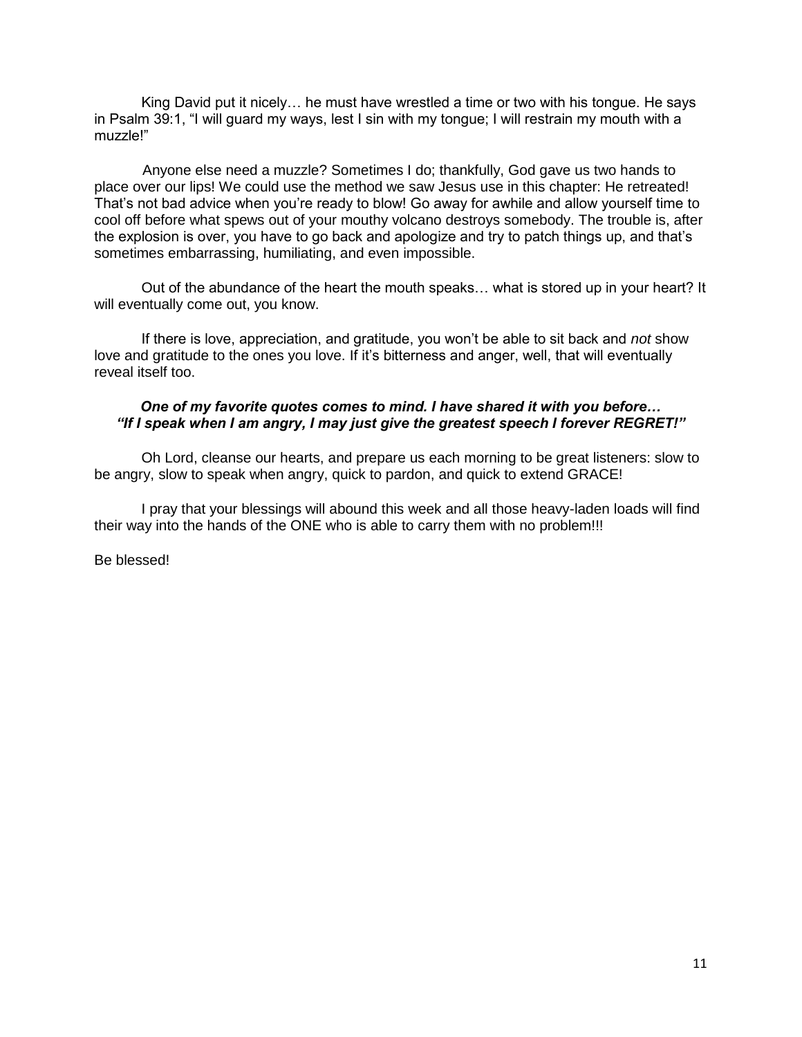King David put it nicely… he must have wrestled a time or two with his tongue. He says in Psalm 39:1, "I will guard my ways, lest I sin with my tongue; I will restrain my mouth with a muzzle!"

Anyone else need a muzzle? Sometimes I do; thankfully, God gave us two hands to place over our lips! We could use the method we saw Jesus use in this chapter: He retreated! That's not bad advice when you're ready to blow! Go away for awhile and allow yourself time to cool off before what spews out of your mouthy volcano destroys somebody. The trouble is, after the explosion is over, you have to go back and apologize and try to patch things up, and that's sometimes embarrassing, humiliating, and even impossible.

Out of the abundance of the heart the mouth speaks… what is stored up in your heart? It will eventually come out, you know.

If there is love, appreciation, and gratitude, you won't be able to sit back and *not* show love and gratitude to the ones you love. If it's bitterness and anger, well, that will eventually reveal itself too.

***One of my favorite quotes comes to mind. I have shared it with you before…***
***"If I speak when I am angry, I may just give the greatest speech I forever REGRET!"***

Oh Lord, cleanse our hearts, and prepare us each morning to be great listeners: slow to be angry, slow to speak when angry, quick to pardon, and quick to extend GRACE!

I pray that your blessings will abound this week and all those heavy-laden loads will find their way into the hands of the ONE who is able to carry them with no problem!!!

Be blessed!